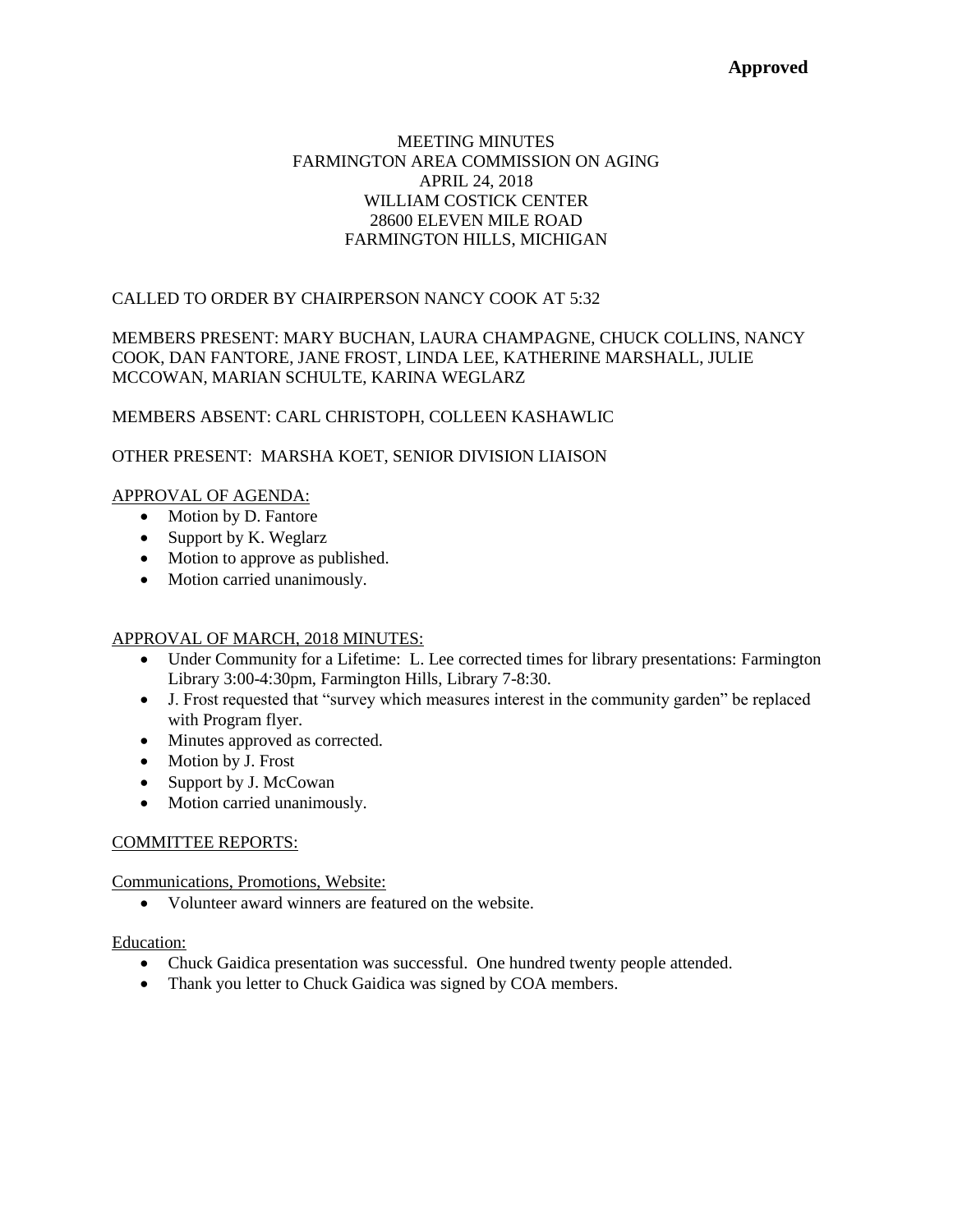**Approved**

MEETING MINUTES
FARMINGTON AREA COMMISSION ON AGING
APRIL 24, 2018
WILLIAM COSTICK CENTER
28600 ELEVEN MILE ROAD
FARMINGTON HILLS, MICHIGAN

CALLED TO ORDER BY CHAIRPERSON NANCY COOK AT 5:32

MEMBERS PRESENT: MARY BUCHAN, LAURA CHAMPAGNE, CHUCK COLLINS, NANCY COOK, DAN FANTORE, JANE FROST, LINDA LEE, KATHERINE MARSHALL, JULIE MCCOWAN, MARIAN SCHULTE, KARINA WEGLARZ

MEMBERS ABSENT: CARL CHRISTOPH, COLLEEN KASHAWLIC

OTHER PRESENT: MARSHA KOET, SENIOR DIVISION LIAISON

<u>APPROVAL OF AGENDA:</u>

- Motion by D. Fantore
- Support by K. Weglarz
- Motion to approve as published.
- Motion carried unanimously.

<u>APPROVAL OF MARCH, 2018 MINUTES:</u>

- Under Community for a Lifetime: L. Lee corrected times for library presentations: Farmington Library 3:00-4:30pm, Farmington Hills, Library 7-8:30.
- J. Frost requested that "survey which measures interest in the community garden" be replaced with Program flyer.
- Minutes approved as corrected.
- Motion by J. Frost
- Support by J. McCowan
- Motion carried unanimously.

<u>COMMITTEE REPORTS:</u>

<u>Communications, Promotions, Website:</u>

- Volunteer award winners are featured on the website.

<u>Education:</u>

- Chuck Gaidica presentation was successful. One hundred twenty people attended.
- Thank you letter to Chuck Gaidica was signed by COA members.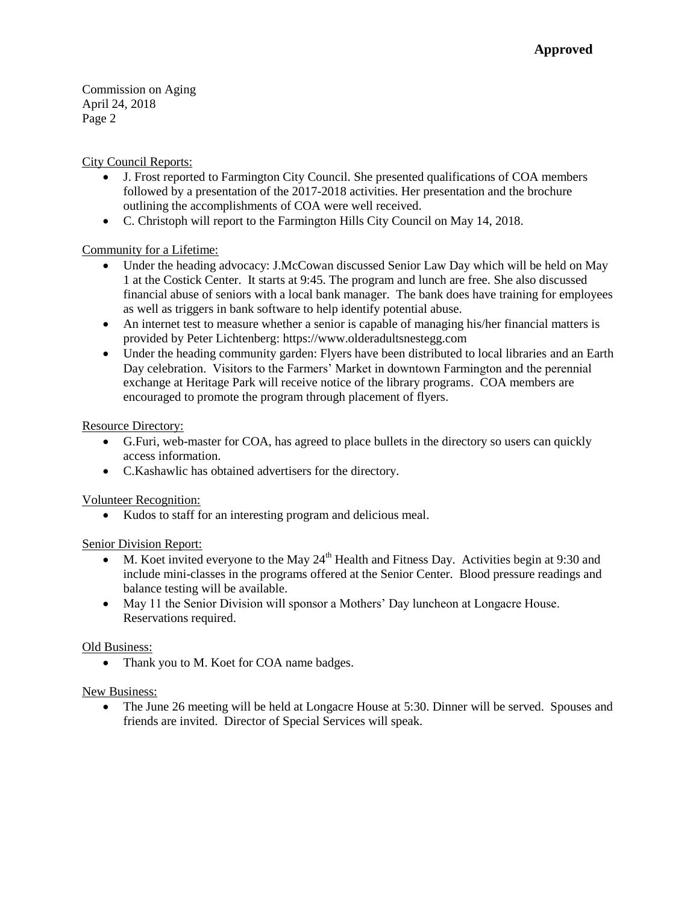**Approved**

Commission on Aging
April 24, 2018
Page 2

City Council Reports:

- J. Frost reported to Farmington City Council. She presented qualifications of COA members followed by a presentation of the 2017-2018 activities. Her presentation and the brochure outlining the accomplishments of COA were well received.
- C. Christoph will report to the Farmington Hills City Council on May 14, 2018.

Community for a Lifetime:

- Under the heading advocacy: J.McCowan discussed Senior Law Day which will be held on May 1 at the Costick Center. It starts at 9:45. The program and lunch are free. She also discussed financial abuse of seniors with a local bank manager. The bank does have training for employees as well as triggers in bank software to help identify potential abuse.
- An internet test to measure whether a senior is capable of managing his/her financial matters is provided by Peter Lichtenberg: https://www.olderadultsnestegg.com
- Under the heading community garden: Flyers have been distributed to local libraries and an Earth Day celebration. Visitors to the Farmers' Market in downtown Farmington and the perennial exchange at Heritage Park will receive notice of the library programs. COA members are encouraged to promote the program through placement of flyers.

Resource Directory:

- G.Furi, web-master for COA, has agreed to place bullets in the directory so users can quickly access information.
- C.Kashawlic has obtained advertisers for the directory.

Volunteer Recognition:

- Kudos to staff for an interesting program and delicious meal.

Senior Division Report:

- M. Koet invited everyone to the May 24th Health and Fitness Day. Activities begin at 9:30 and include mini-classes in the programs offered at the Senior Center. Blood pressure readings and balance testing will be available.
- May 11 the Senior Division will sponsor a Mothers' Day luncheon at Longacre House. Reservations required.

Old Business:

- Thank you to M. Koet for COA name badges.

New Business:

- The June 26 meeting will be held at Longacre House at 5:30. Dinner will be served. Spouses and friends are invited. Director of Special Services will speak.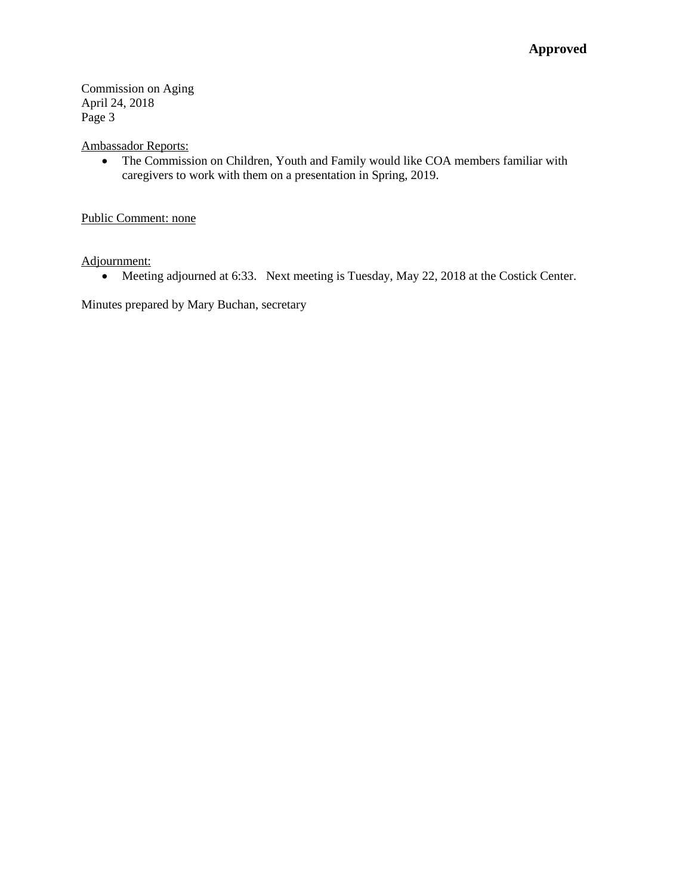**Approved**

Ambassador Reports:

- The Commission on Children, Youth and Family would like COA members familiar with caregivers to work with them on a presentation in Spring, 2019.

Public Comment: none

Adjournment:

- Meeting adjourned at 6:33. Next meeting is Tuesday, May 22, 2018 at the Costick Center.

Minutes prepared by Mary Buchan, secretary